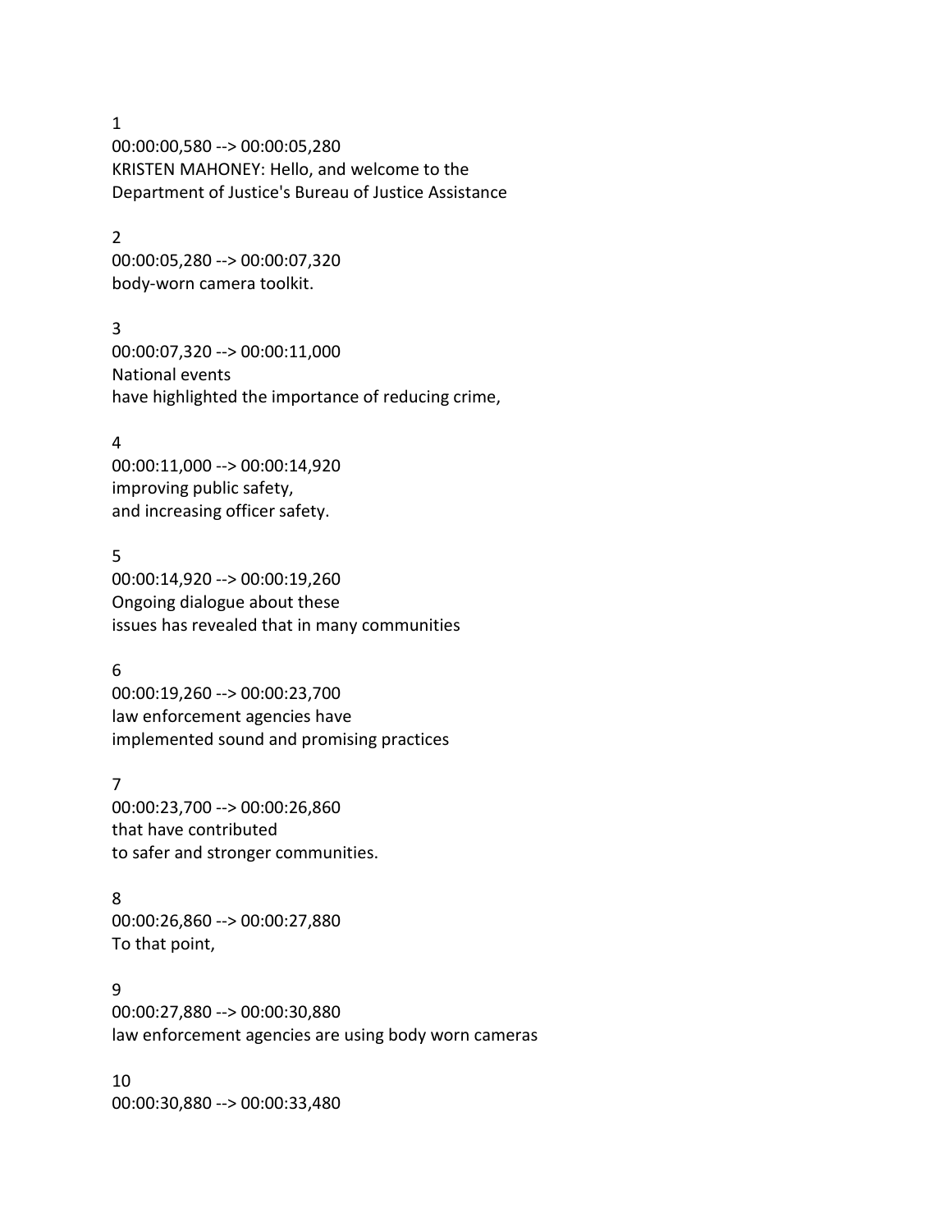1
00:00:00,580 --> 00:00:05,280
KRISTEN MAHONEY: Hello, and welcome to the
Department of Justice's Bureau of Justice Assistance

2
00:00:05,280 --> 00:00:07,320
body-worn camera toolkit.

3
00:00:07,320 --> 00:00:11,000
National events
have highlighted the importance of reducing crime,

4
00:00:11,000 --> 00:00:14,920
improving public safety,
and increasing officer safety.

5
00:00:14,920 --> 00:00:19,260
Ongoing dialogue about these
issues has revealed that in many communities

6
00:00:19,260 --> 00:00:23,700
law enforcement agencies have
implemented sound and promising practices

7
00:00:23,700 --> 00:00:26,860
that have contributed
to safer and stronger communities.

8
00:00:26,860 --> 00:00:27,880
To that point,

9
00:00:27,880 --> 00:00:30,880
law enforcement agencies are using body worn cameras

10
00:00:30,880 --> 00:00:33,480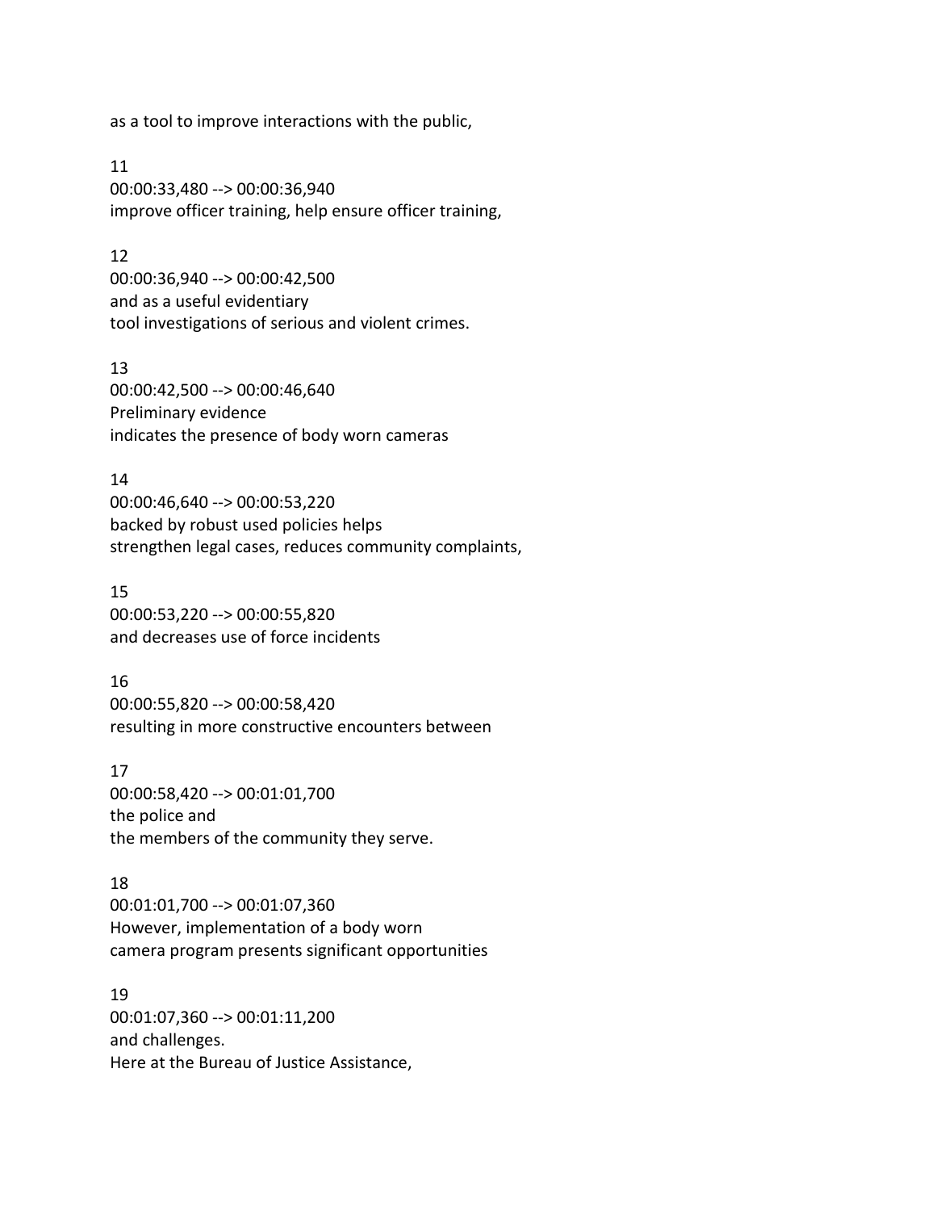as a tool to improve interactions with the public,

11
00:00:33,480 --> 00:00:36,940
improve officer training, help ensure officer training,

12
00:00:36,940 --> 00:00:42,500
and as a useful evidentiary
tool investigations of serious and violent crimes.

13
00:00:42,500 --> 00:00:46,640
Preliminary evidence
indicates the presence of body worn cameras

14
00:00:46,640 --> 00:00:53,220
backed by robust used policies helps
strengthen legal cases, reduces community complaints,

15
00:00:53,220 --> 00:00:55,820
and decreases use of force incidents

16
00:00:55,820 --> 00:00:58,420
resulting in more constructive encounters between

17
00:00:58,420 --> 00:01:01,700
the police and
the members of the community they serve.

18
00:01:01,700 --> 00:01:07,360
However, implementation of a body worn
camera program presents significant opportunities

19
00:01:07,360 --> 00:01:11,200
and challenges.
Here at the Bureau of Justice Assistance,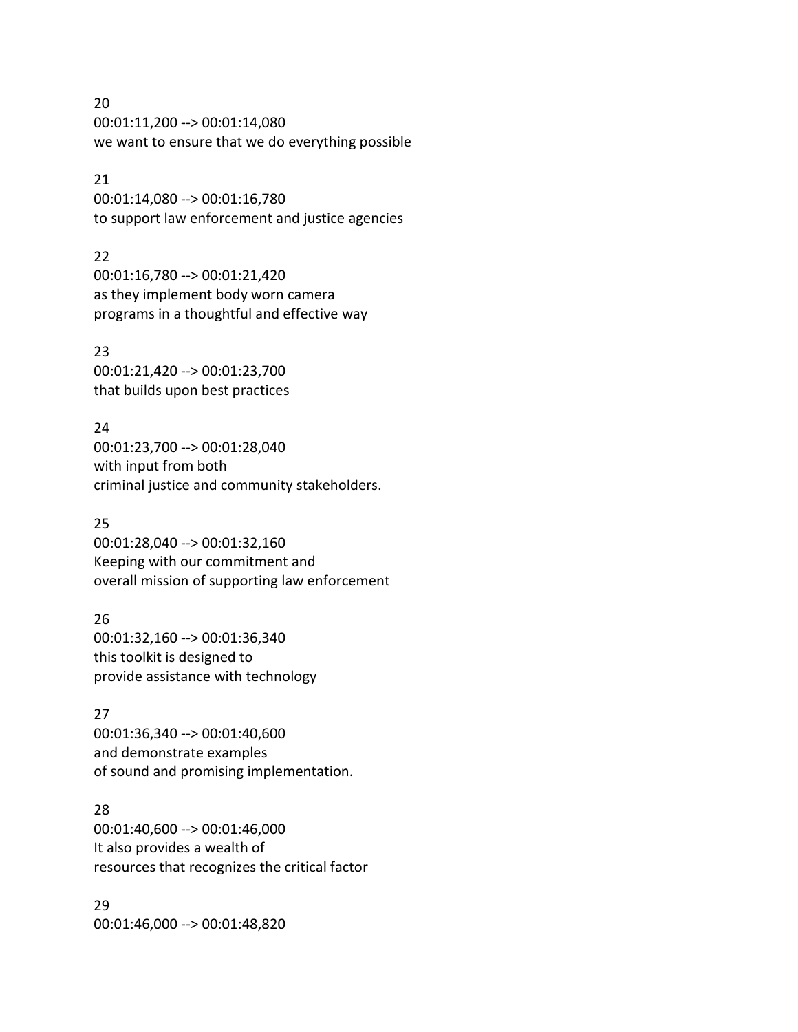20
00:01:11,200 --> 00:01:14,080
we want to ensure that we do everything possible

21
00:01:14,080 --> 00:01:16,780
to support law enforcement and justice agencies

22
00:01:16,780 --> 00:01:21,420
as they implement body worn camera
programs in a thoughtful and effective way

23
00:01:21,420 --> 00:01:23,700
that builds upon best practices

24
00:01:23,700 --> 00:01:28,040
with input from both
criminal justice and community stakeholders.

25
00:01:28,040 --> 00:01:32,160
Keeping with our commitment and
overall mission of supporting law enforcement

26
00:01:32,160 --> 00:01:36,340
this toolkit is designed to
provide assistance with technology

27
00:01:36,340 --> 00:01:40,600
and demonstrate examples
of sound and promising implementation.

28
00:01:40,600 --> 00:01:46,000
It also provides a wealth of
resources that recognizes the critical factor

29
00:01:46,000 --> 00:01:48,820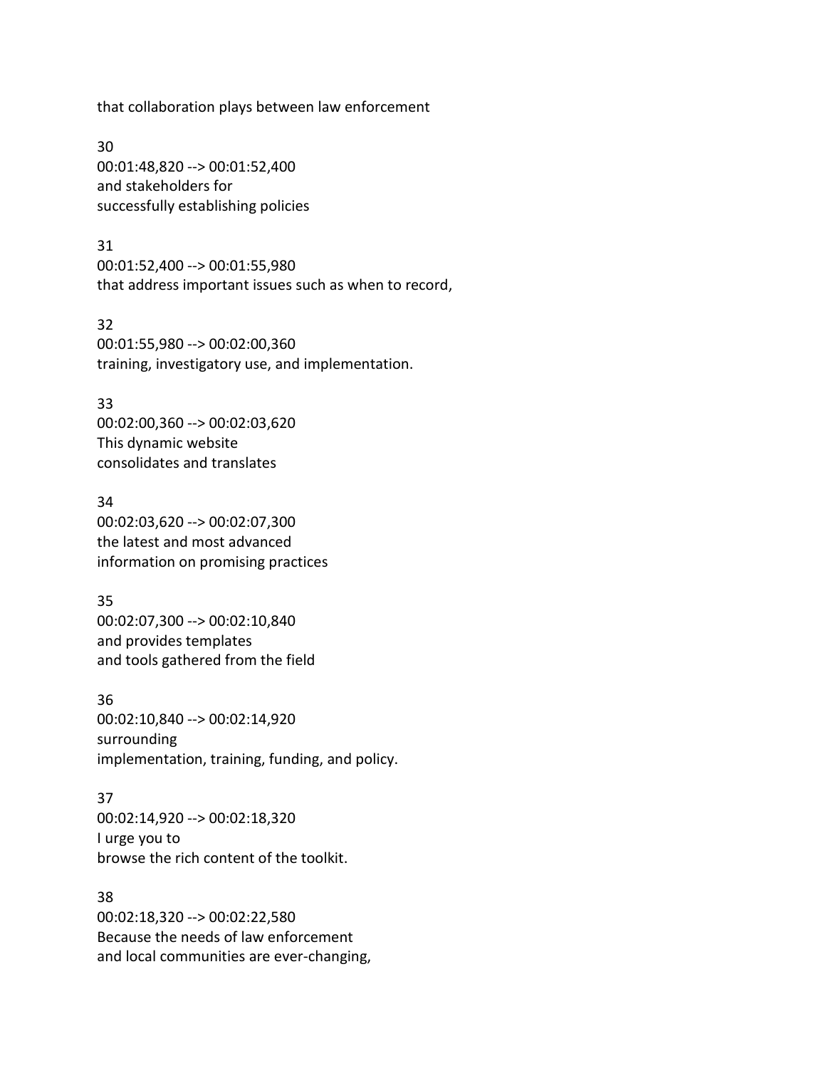that collaboration plays between law enforcement

30
00:01:48,820 --> 00:01:52,400
and stakeholders for
successfully establishing policies

31
00:01:52,400 --> 00:01:55,980
that address important issues such as when to record,

32
00:01:55,980 --> 00:02:00,360
training, investigatory use, and implementation.

33
00:02:00,360 --> 00:02:03,620
This dynamic website
consolidates and translates

34
00:02:03,620 --> 00:02:07,300
the latest and most advanced
information on promising practices

35
00:02:07,300 --> 00:02:10,840
and provides templates
and tools gathered from the field

36
00:02:10,840 --> 00:02:14,920
surrounding
implementation, training, funding, and policy.

37
00:02:14,920 --> 00:02:18,320
I urge you to
browse the rich content of the toolkit.

38
00:02:18,320 --> 00:02:22,580
Because the needs of law enforcement
and local communities are ever-changing,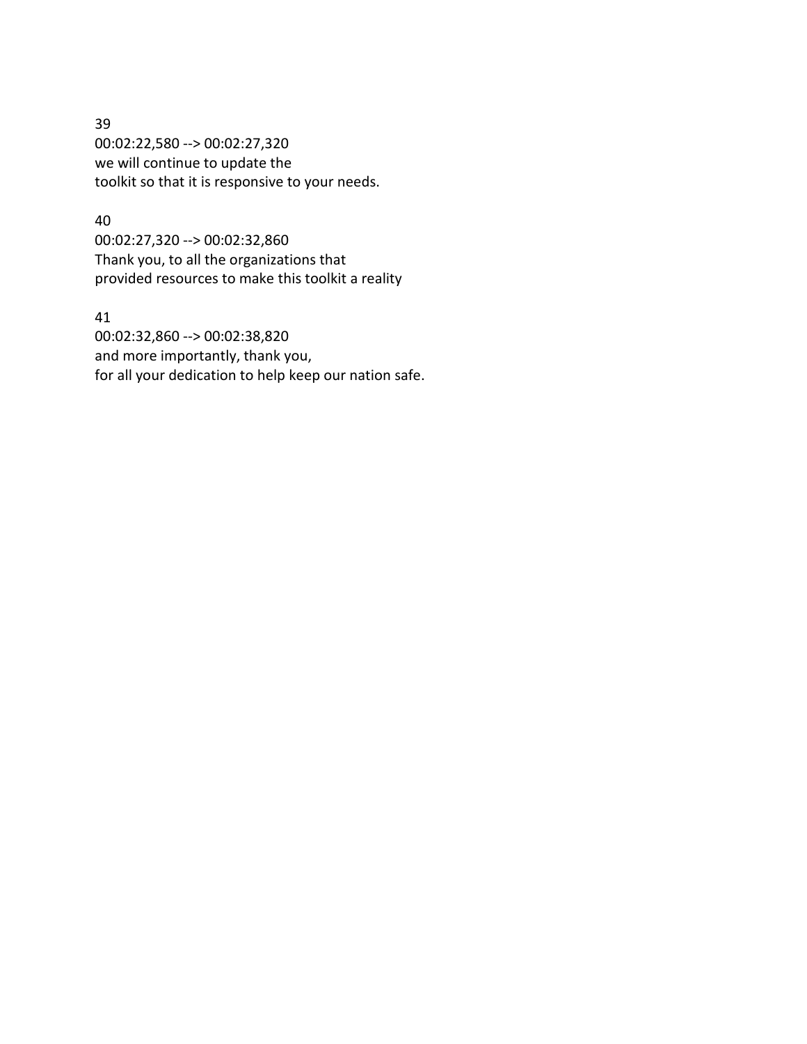39
00:02:22,580 --> 00:02:27,320
we will continue to update the
toolkit so that it is responsive to your needs.

40
00:02:27,320 --> 00:02:32,860
Thank you, to all the organizations that
provided resources to make this toolkit a reality

41
00:02:32,860 --> 00:02:38,820
and more importantly, thank you,
for all your dedication to help keep our nation safe.